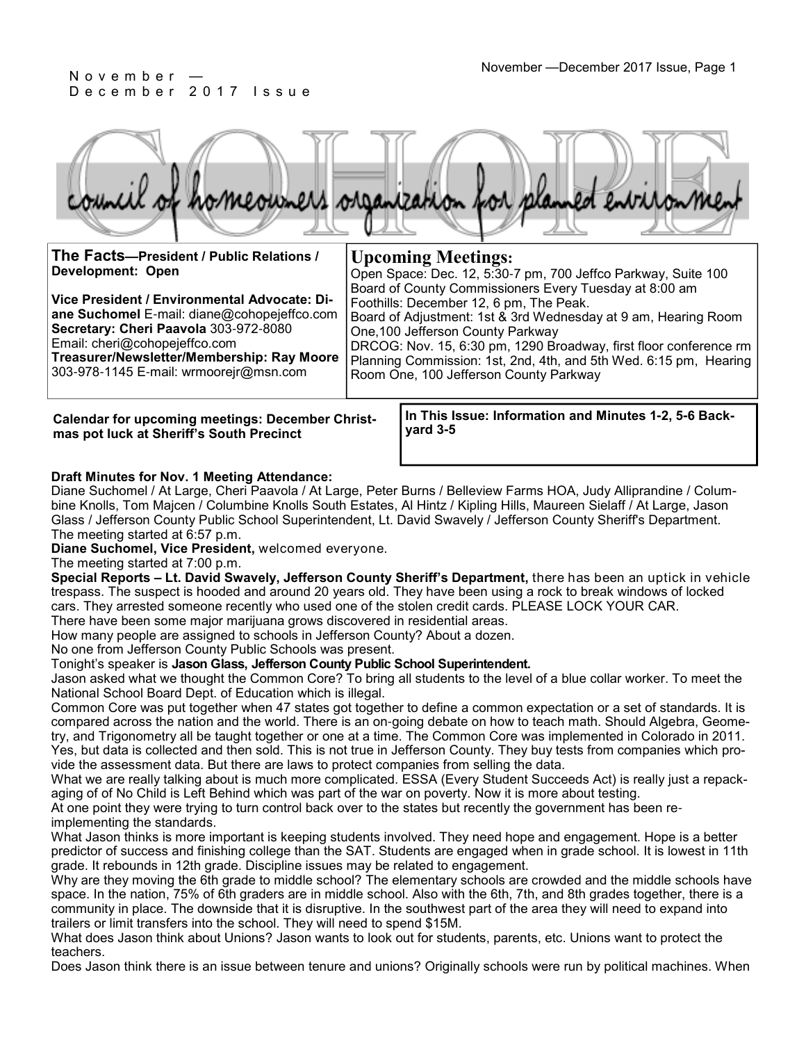November — December 2017 Issue

# COHOPE

council of homeowners organization for planned environment

**The Facts—President / Public Relations / Development: Open**

**Vice President / Environmental Advocate: Diane Suchomel** E-mail: diane@cohopejeffco.com
**Secretary: Cheri Paavola** 303-972-8080
Email: cheri@cohopejeffco.com
**Treasurer/Newsletter/Membership: Ray Moore** 303-978-1145 E-mail: wrmoorejr@msn.com

## Upcoming Meetings:

Open Space: Dec. 12, 5:30-7 pm, 700 Jeffco Parkway, Suite 100
Board of County Commissioners Every Tuesday at 8:00 am
Foothills: December 12, 6 pm, The Peak.
Board of Adjustment: 1st & 3rd Wednesday at 9 am, Hearing Room One,100 Jefferson County Parkway
DRCOG: Nov. 15, 6:30 pm, 1290 Broadway, first floor conference rm
Planning Commission: 1st, 2nd, 4th, and 5th Wed. 6:15 pm, Hearing Room One, 100 Jefferson County Parkway

**Calendar for upcoming meetings: December Christmas pot luck at Sheriff's South Precinct**

**In This Issue: Information and Minutes 1-2, 5-6 Backyard 3-5**

**Draft Minutes for Nov. 1 Meeting Attendance:**
Diane Suchomel / At Large, Cheri Paavola / At Large, Peter Burns / Belleview Farms HOA, Judy Alliprandine / Columbine Knolls, Tom Majcen / Columbine Knolls South Estates, Al Hintz / Kipling Hills, Maureen Sielaff / At Large, Jason Glass / Jefferson County Public School Superintendent, Lt. David Swavely / Jefferson County Sheriff's Department.
The meeting started at 6:57 p.m.
**Diane Suchomel, Vice President,** welcomed everyone.
The meeting started at 7:00 p.m.
**Special Reports – Lt. David Swavely, Jefferson County Sheriff's Department,** there has been an uptick in vehicle trespass. The suspect is hooded and around 20 years old. They have been using a rock to break windows of locked cars. They arrested someone recently who used one of the stolen credit cards. PLEASE LOCK YOUR CAR.
There have been some major marijuana grows discovered in residential areas.
How many people are assigned to schools in Jefferson County? About a dozen.
No one from Jefferson County Public Schools was present.
Tonight's speaker is **Jason Glass, Jefferson County Public School Superintendent.**
Jason asked what we thought the Common Core? To bring all students to the level of a blue collar worker. To meet the National School Board Dept. of Education which is illegal.
Common Core was put together when 47 states got together to define a common expectation or a set of standards. It is compared across the nation and the world. There is an on-going debate on how to teach math. Should Algebra, Geometry, and Trigonometry all be taught together or one at a time. The Common Core was implemented in Colorado in 2011.
Yes, but data is collected and then sold. This is not true in Jefferson County. They buy tests from companies which provide the assessment data. But there are laws to protect companies from selling the data.
What we are really talking about is much more complicated. ESSA (Every Student Succeeds Act) is really just a repackaging of of No Child is Left Behind which was part of the war on poverty. Now it is more about testing.
At one point they were trying to turn control back over to the states but recently the government has been re-implementing the standards.
What Jason thinks is more important is keeping students involved. They need hope and engagement. Hope is a better predictor of success and finishing college than the SAT. Students are engaged when in grade school. It is lowest in 11th grade. It rebounds in 12th grade. Discipline issues may be related to engagement.
Why are they moving the 6th grade to middle school? The elementary schools are crowded and the middle schools have space. In the nation, 75% of 6th graders are in middle school. Also with the 6th, 7th, and 8th grades together, there is a community in place. The downside that it is disruptive. In the southwest part of the area they will need to expand into trailers or limit transfers into the school. They will need to spend $15M.
What does Jason think about Unions? Jason wants to look out for students, parents, etc. Unions want to protect the teachers.
Does Jason think there is an issue between tenure and unions? Originally schools were run by political machines. When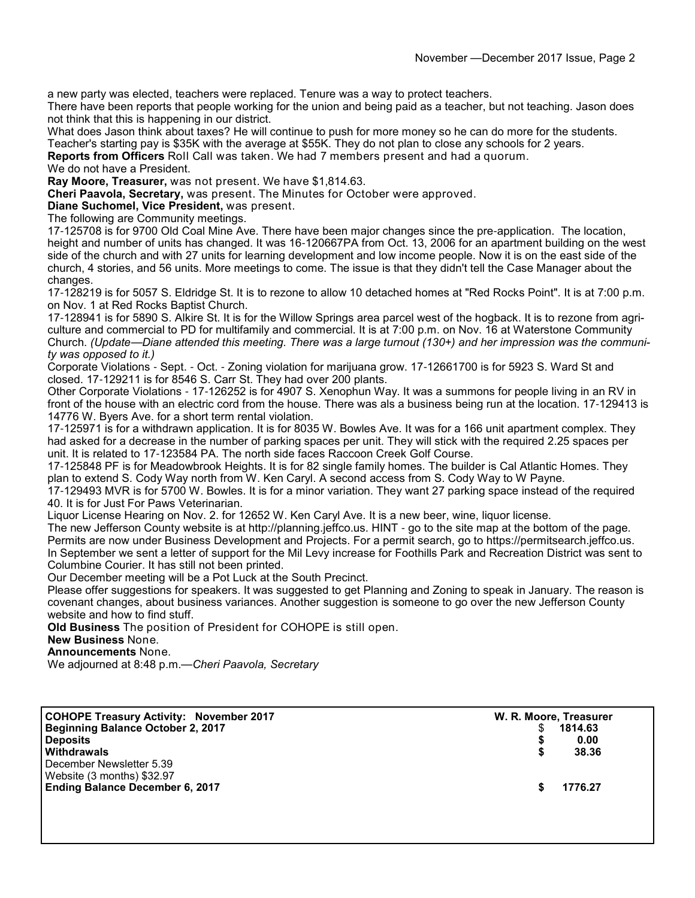a new party was elected, teachers were replaced. Tenure was a way to protect teachers.

There have been reports that people working for the union and being paid as a teacher, but not teaching. Jason does not think that this is happening in our district.

What does Jason think about taxes? He will continue to push for more money so he can do more for the students. Teacher's starting pay is $35K with the average at $55K. They do not plan to close any schools for 2 years.

**Reports from Officers** Roll Call was taken. We had 7 members present and had a quorum.

We do not have a President.

**Ray Moore, Treasurer,** was not present. We have $1,814.63.

**Cheri Paavola, Secretary,** was present. The Minutes for October were approved.

**Diane Suchomel, Vice President,** was present.

The following are Community meetings.

17-125708 is for 9700 Old Coal Mine Ave. There have been major changes since the pre-application. The location, height and number of units has changed. It was 16-120667PA from Oct. 13, 2006 for an apartment building on the west side of the church and with 27 units for learning development and low income people. Now it is on the east side of the church, 4 stories, and 56 units. More meetings to come. The issue is that they didn't tell the Case Manager about the changes.

17-128219 is for 5057 S. Eldridge St. It is to rezone to allow 10 detached homes at "Red Rocks Point". It is at 7:00 p.m. on Nov. 1 at Red Rocks Baptist Church.

17-128941 is for 5890 S. Alkire St. It is for the Willow Springs area parcel west of the hogback. It is to rezone from agriculture and commercial to PD for multifamily and commercial. It is at 7:00 p.m. on Nov. 16 at Waterstone Community Church. *(Update—Diane attended this meeting. There was a large turnout (130+) and her impression was the community was opposed to it.)*

Corporate Violations - Sept. - Oct. - Zoning violation for marijuana grow. 17-12661700 is for 5923 S. Ward St and closed. 17-129211 is for 8546 S. Carr St. They had over 200 plants.

Other Corporate Violations - 17-126252 is for 4907 S. Xenophun Way. It was a summons for people living in an RV in front of the house with an electric cord from the house. There was als a business being run at the location. 17-129413 is 14776 W. Byers Ave. for a short term rental violation.

17-125971 is for a withdrawn application. It is for 8035 W. Bowles Ave. It was for a 166 unit apartment complex. They had asked for a decrease in the number of parking spaces per unit. They will stick with the required 2.25 spaces per unit. It is related to 17-123584 PA. The north side faces Raccoon Creek Golf Course.

17-125848 PF is for Meadowbrook Heights. It is for 82 single family homes. The builder is Cal Atlantic Homes. They plan to extend S. Cody Way north from W. Ken Caryl. A second access from S. Cody Way to W Payne.

17-129493 MVR is for 5700 W. Bowles. It is for a minor variation. They want 27 parking space instead of the required 40. It is for Just For Paws Veterinarian.

Liquor License Hearing on Nov. 2. for 12652 W. Ken Caryl Ave. It is a new beer, wine, liquor license.

The new Jefferson County website is at http://planning.jeffco.us. HINT - go to the site map at the bottom of the page. Permits are now under Business Development and Projects. For a permit search, go to https://permitsearch.jeffco.us.

In September we sent a letter of support for the Mil Levy increase for Foothills Park and Recreation District was sent to Columbine Courier. It has still not been printed.

Our December meeting will be a Pot Luck at the South Precinct.

Please offer suggestions for speakers. It was suggested to get Planning and Zoning to speak in January. The reason is covenant changes, about business variances. Another suggestion is someone to go over the new Jefferson County website and how to find stuff.

**Old Business** The position of President for COHOPE is still open.

**New Business** None.

**Announcements** None.

We adjourned at 8:48 p.m.—*Cheri Paavola, Secretary*

| **COHOPE Treasury Activity: November 2017** | **W. R. Moore, Treasurer** |
|---|---|
| **Beginning Balance October 2, 2017** | $ **1814.63** |
| **Deposits** | **$ 0.00** |
| **Withdrawals** | **$ 38.36** |
| December Newsletter 5.39 | |
| Website (3 months) $32.97 | |
| **Ending Balance December 6, 2017** | **$ 1776.27** |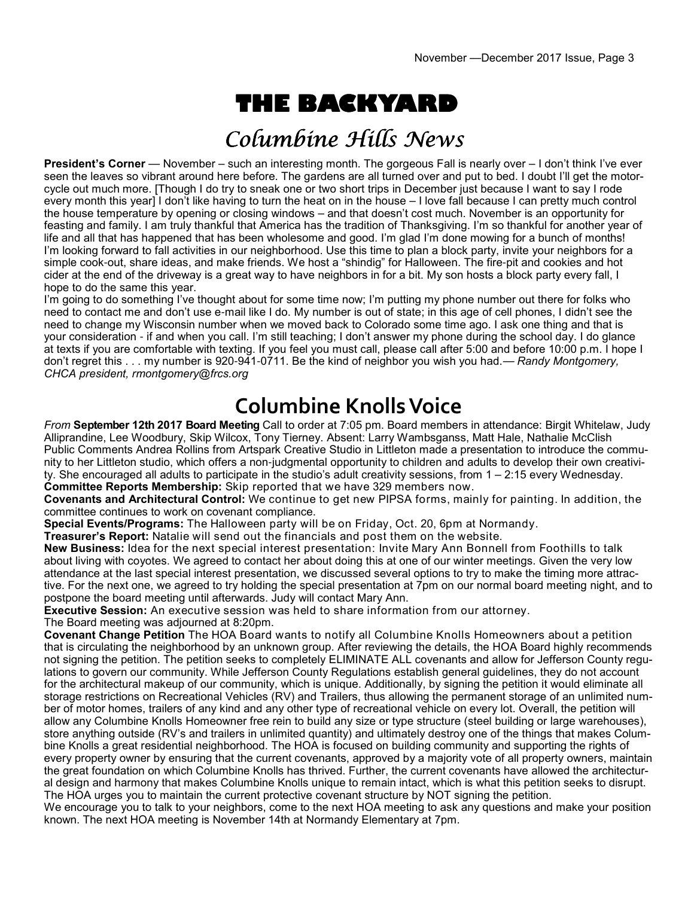# THE BACKYARD

## Columbine Hills News

**President's Corner** — November – such an interesting month. The gorgeous Fall is nearly over – I don't think I've ever seen the leaves so vibrant around here before. The gardens are all turned over and put to bed. I doubt I'll get the motorcycle out much more. [Though I do try to sneak one or two short trips in December just because I want to say I rode every month this year] I don't like having to turn the heat on in the house – I love fall because I can pretty much control the house temperature by opening or closing windows – and that doesn't cost much. November is an opportunity for feasting and family. I am truly thankful that America has the tradition of Thanksgiving. I'm so thankful for another year of life and all that has happened that has been wholesome and good. I'm glad I'm done mowing for a bunch of months! I'm looking forward to fall activities in our neighborhood. Use this time to plan a block party, invite your neighbors for a simple cook-out, share ideas, and make friends. We host a "shindig" for Halloween. The fire-pit and cookies and hot cider at the end of the driveway is a great way to have neighbors in for a bit. My son hosts a block party every fall, I hope to do the same this year.

I'm going to do something I've thought about for some time now; I'm putting my phone number out there for folks who need to contact me and don't use e-mail like I do. My number is out of state; in this age of cell phones, I didn't see the need to change my Wisconsin number when we moved back to Colorado some time ago. I ask one thing and that is your consideration - if and when you call. I'm still teaching; I don't answer my phone during the school day. I do glance at texts if you are comfortable with texting. If you feel you must call, please call after 5:00 and before 10:00 p.m. I hope I don't regret this . . . my number is 920-941-0711. Be the kind of neighbor you wish you had.— *Randy Montgomery, CHCA president, rmontgomery@frcs.org*

## Columbine Knolls Voice

*From* **September 12th 2017 Board Meeting** Call to order at 7:05 pm. Board members in attendance: Birgit Whitelaw, Judy Alliprandine, Lee Woodbury, Skip Wilcox, Tony Tierney. Absent: Larry Wambsganss, Matt Hale, Nathalie McClish Public Comments Andrea Rollins from Artspark Creative Studio in Littleton made a presentation to introduce the community to her Littleton studio, which offers a non-judgmental opportunity to children and adults to develop their own creativity. She encouraged all adults to participate in the studio's adult creativity sessions, from 1 – 2:15 every Wednesday.

**Committee Reports Membership:** Skip reported that we have 329 members now.

**Covenants and Architectural Control:** We continue to get new PIPSA forms, mainly for painting. In addition, the committee continues to work on covenant compliance.

**Special Events/Programs:** The Halloween party will be on Friday, Oct. 20, 6pm at Normandy.

**Treasurer's Report:** Natalie will send out the financials and post them on the website.

**New Business:** Idea for the next special interest presentation: Invite Mary Ann Bonnell from Foothills to talk about living with coyotes. We agreed to contact her about doing this at one of our winter meetings. Given the very low attendance at the last special interest presentation, we discussed several options to try to make the timing more attractive. For the next one, we agreed to try holding the special presentation at 7pm on our normal board meeting night, and to postpone the board meeting until afterwards. Judy will contact Mary Ann.

**Executive Session:** An executive session was held to share information from our attorney.

The Board meeting was adjourned at 8:20pm.

**Covenant Change Petition** The HOA Board wants to notify all Columbine Knolls Homeowners about a petition that is circulating the neighborhood by an unknown group. After reviewing the details, the HOA Board highly recommends not signing the petition. The petition seeks to completely ELIMINATE ALL covenants and allow for Jefferson County regulations to govern our community. While Jefferson County Regulations establish general guidelines, they do not account for the architectural makeup of our community, which is unique. Additionally, by signing the petition it would eliminate all storage restrictions on Recreational Vehicles (RV) and Trailers, thus allowing the permanent storage of an unlimited number of motor homes, trailers of any kind and any other type of recreational vehicle on every lot. Overall, the petition will allow any Columbine Knolls Homeowner free rein to build any size or type structure (steel building or large warehouses), store anything outside (RV's and trailers in unlimited quantity) and ultimately destroy one of the things that makes Columbine Knolls a great residential neighborhood. The HOA is focused on building community and supporting the rights of every property owner by ensuring that the current covenants, approved by a majority vote of all property owners, maintain the great foundation on which Columbine Knolls has thrived. Further, the current covenants have allowed the architectural design and harmony that makes Columbine Knolls unique to remain intact, which is what this petition seeks to disrupt. The HOA urges you to maintain the current protective covenant structure by NOT signing the petition.

We encourage you to talk to your neighbors, come to the next HOA meeting to ask any questions and make your position known. The next HOA meeting is November 14th at Normandy Elementary at 7pm.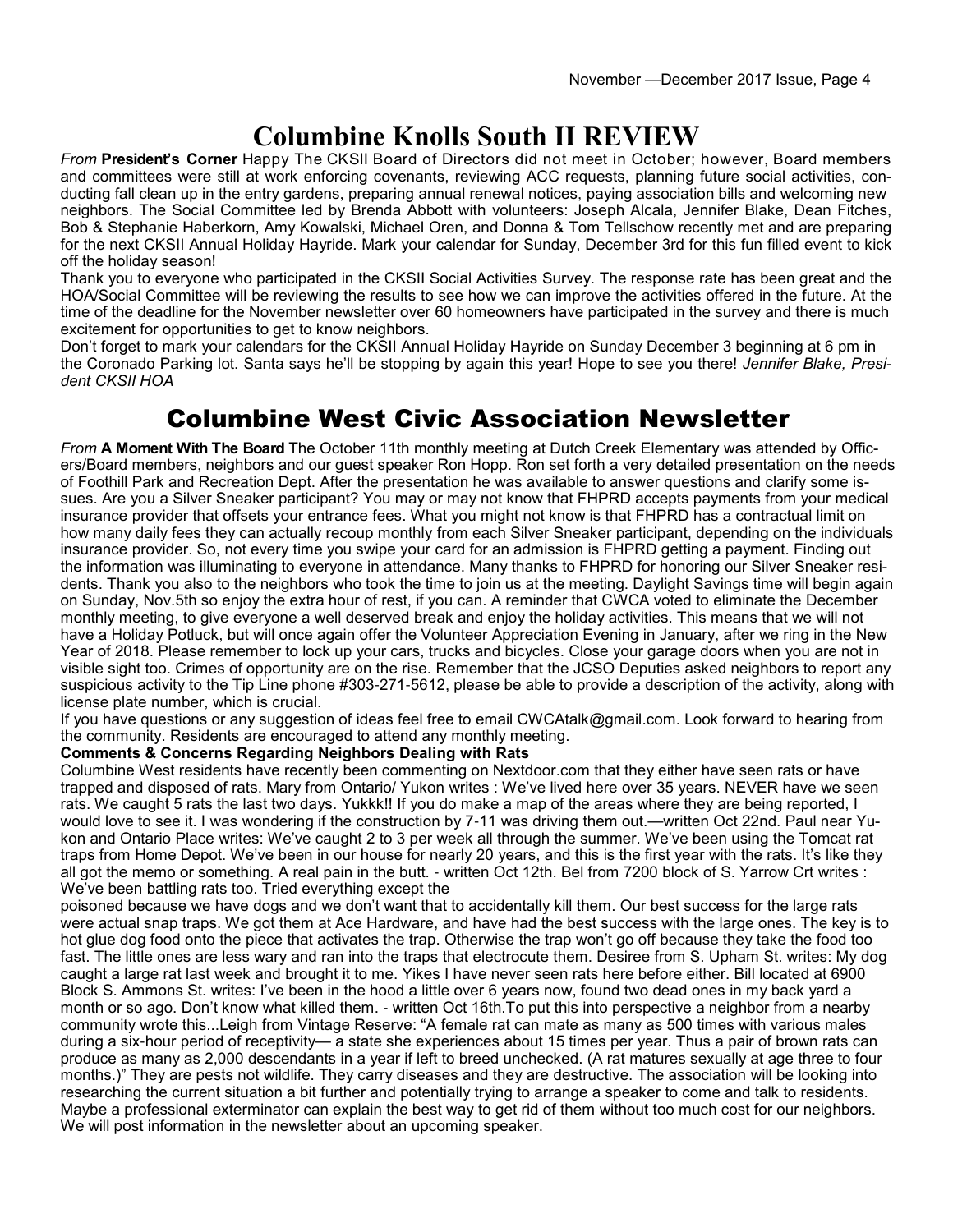# Columbine Knolls South II REVIEW

*From* **President's Corner** Happy The CKSII Board of Directors did not meet in October; however, Board members and committees were still at work enforcing covenants, reviewing ACC requests, planning future social activities, conducting fall clean up in the entry gardens, preparing annual renewal notices, paying association bills and welcoming new neighbors. The Social Committee led by Brenda Abbott with volunteers: Joseph Alcala, Jennifer Blake, Dean Fitches, Bob & Stephanie Haberkorn, Amy Kowalski, Michael Oren, and Donna & Tom Tellschow recently met and are preparing for the next CKSII Annual Holiday Hayride. Mark your calendar for Sunday, December 3rd for this fun filled event to kick off the holiday season!

Thank you to everyone who participated in the CKSII Social Activities Survey. The response rate has been great and the HOA/Social Committee will be reviewing the results to see how we can improve the activities offered in the future. At the time of the deadline for the November newsletter over 60 homeowners have participated in the survey and there is much excitement for opportunities to get to know neighbors.

Don't forget to mark your calendars for the CKSII Annual Holiday Hayride on Sunday December 3 beginning at 6 pm in the Coronado Parking lot. Santa says he'll be stopping by again this year! Hope to see you there! *Jennifer Blake, President CKSII HOA*

# Columbine West Civic Association Newsletter

*From* **A Moment With The Board** The October 11th monthly meeting at Dutch Creek Elementary was attended by Officers/Board members, neighbors and our guest speaker Ron Hopp. Ron set forth a very detailed presentation on the needs of Foothill Park and Recreation Dept. After the presentation he was available to answer questions and clarify some issues. Are you a Silver Sneaker participant? You may or may not know that FHPRD accepts payments from your medical insurance provider that offsets your entrance fees. What you might not know is that FHPRD has a contractual limit on how many daily fees they can actually recoup monthly from each Silver Sneaker participant, depending on the individuals insurance provider. So, not every time you swipe your card for an admission is FHPRD getting a payment. Finding out the information was illuminating to everyone in attendance. Many thanks to FHPRD for honoring our Silver Sneaker residents. Thank you also to the neighbors who took the time to join us at the meeting. Daylight Savings time will begin again on Sunday, Nov.5th so enjoy the extra hour of rest, if you can. A reminder that CWCA voted to eliminate the December monthly meeting, to give everyone a well deserved break and enjoy the holiday activities. This means that we will not have a Holiday Potluck, but will once again offer the Volunteer Appreciation Evening in January, after we ring in the New Year of 2018. Please remember to lock up your cars, trucks and bicycles. Close your garage doors when you are not in visible sight too. Crimes of opportunity are on the rise. Remember that the JCSO Deputies asked neighbors to report any suspicious activity to the Tip Line phone #303-271-5612, please be able to provide a description of the activity, along with license plate number, which is crucial.

If you have questions or any suggestion of ideas feel free to email CWCAtalk@gmail.com. Look forward to hearing from the community. Residents are encouraged to attend any monthly meeting.

**Comments & Concerns Regarding Neighbors Dealing with Rats**

Columbine West residents have recently been commenting on Nextdoor.com that they either have seen rats or have trapped and disposed of rats. Mary from Ontario/ Yukon writes : We've lived here over 35 years. NEVER have we seen rats. We caught 5 rats the last two days. Yukkk!! If you do make a map of the areas where they are being reported, I would love to see it. I was wondering if the construction by 7-11 was driving them out.—written Oct 22nd. Paul near Yukon and Ontario Place writes: We've caught 2 to 3 per week all through the summer. We've been using the Tomcat rat traps from Home Depot. We've been in our house for nearly 20 years, and this is the first year with the rats. It's like they all got the memo or something. A real pain in the butt. - written Oct 12th. Bel from 7200 block of S. Yarrow Crt writes : We've been battling rats too. Tried everything except the poisoned because we have dogs and we don't want that to accidentally kill them. Our best success for the large rats were actual snap traps. We got them at Ace Hardware, and have had the best success with the large ones. The key is to hot glue dog food onto the piece that activates the trap. Otherwise the trap won't go off because they take the food too fast. The little ones are less wary and ran into the traps that electrocute them. Desiree from S. Upham St. writes: My dog caught a large rat last week and brought it to me. Yikes I have never seen rats here before either. Bill located at 6900 Block S. Ammons St. writes: I've been in the hood a little over 6 years now, found two dead ones in my back yard a month or so ago. Don't know what killed them. - written Oct 16th.To put this into perspective a neighbor from a nearby community wrote this...Leigh from Vintage Reserve: "A female rat can mate as many as 500 times with various males during a six-hour period of receptivity— a state she experiences about 15 times per year. Thus a pair of brown rats can produce as many as 2,000 descendants in a year if left to breed unchecked. (A rat matures sexually at age three to four months.)" They are pests not wildlife. They carry diseases and they are destructive. The association will be looking into researching the current situation a bit further and potentially trying to arrange a speaker to come and talk to residents. Maybe a professional exterminator can explain the best way to get rid of them without too much cost for our neighbors. We will post information in the newsletter about an upcoming speaker.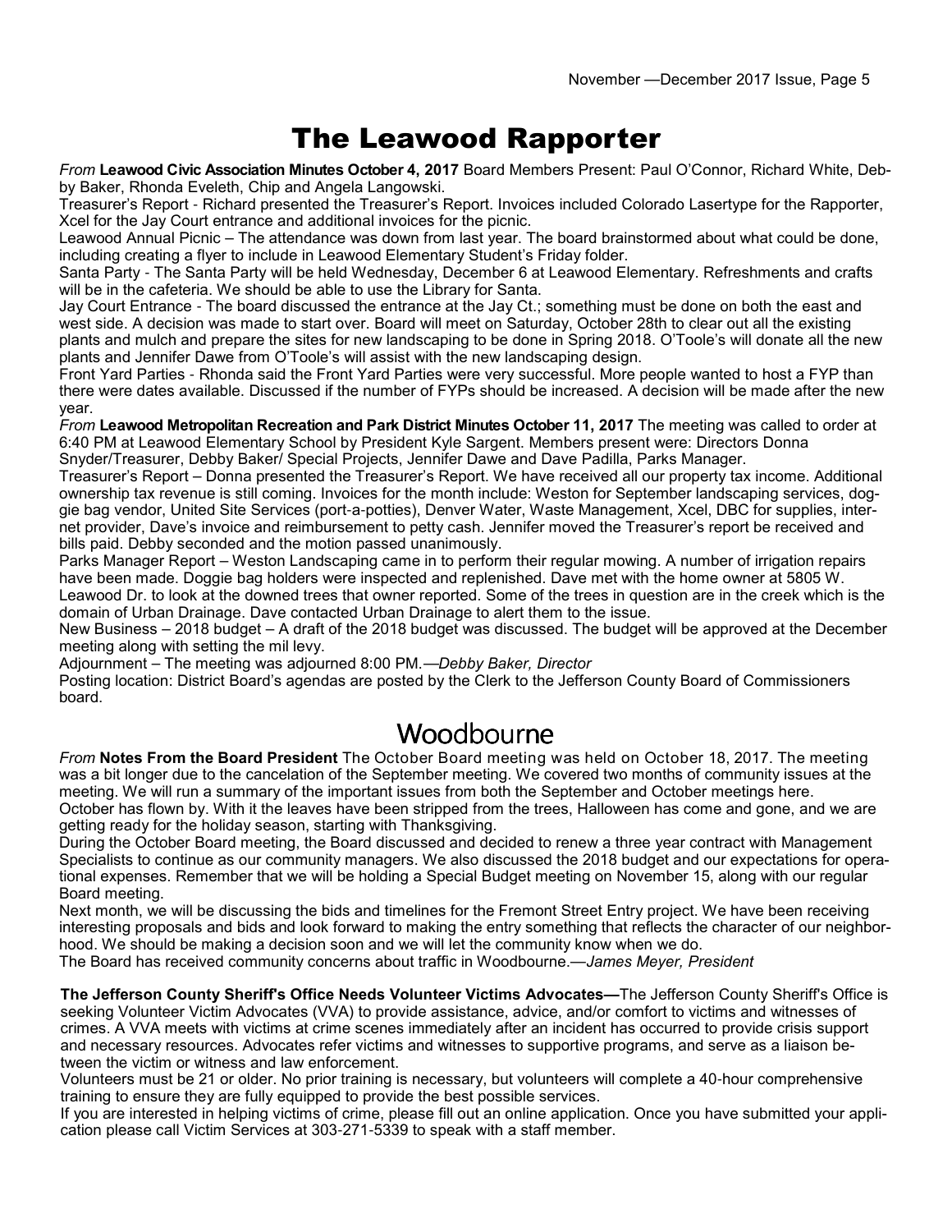# The Leawood Rapporter

*From* **Leawood Civic Association Minutes October 4, 2017** Board Members Present: Paul O'Connor, Richard White, Debby Baker, Rhonda Eveleth, Chip and Angela Langowski.

Treasurer's Report - Richard presented the Treasurer's Report. Invoices included Colorado Lasertype for the Rapporter, Xcel for the Jay Court entrance and additional invoices for the picnic.

Leawood Annual Picnic – The attendance was down from last year. The board brainstormed about what could be done, including creating a flyer to include in Leawood Elementary Student's Friday folder.

Santa Party - The Santa Party will be held Wednesday, December 6 at Leawood Elementary. Refreshments and crafts will be in the cafeteria. We should be able to use the Library for Santa.

Jay Court Entrance - The board discussed the entrance at the Jay Ct.; something must be done on both the east and west side. A decision was made to start over. Board will meet on Saturday, October 28th to clear out all the existing plants and mulch and prepare the sites for new landscaping to be done in Spring 2018. O'Toole's will donate all the new plants and Jennifer Dawe from O'Toole's will assist with the new landscaping design.

Front Yard Parties - Rhonda said the Front Yard Parties were very successful. More people wanted to host a FYP than there were dates available. Discussed if the number of FYPs should be increased. A decision will be made after the new year.

*From* **Leawood Metropolitan Recreation and Park District Minutes October 11, 2017** The meeting was called to order at 6:40 PM at Leawood Elementary School by President Kyle Sargent. Members present were: Directors Donna Snyder/Treasurer, Debby Baker/ Special Projects, Jennifer Dawe and Dave Padilla, Parks Manager.

Treasurer's Report – Donna presented the Treasurer's Report. We have received all our property tax income. Additional ownership tax revenue is still coming. Invoices for the month include: Weston for September landscaping services, doggie bag vendor, United Site Services (port-a-potties), Denver Water, Waste Management, Xcel, DBC for supplies, internet provider, Dave's invoice and reimbursement to petty cash. Jennifer moved the Treasurer's report be received and bills paid. Debby seconded and the motion passed unanimously.

Parks Manager Report – Weston Landscaping came in to perform their regular mowing. A number of irrigation repairs have been made. Doggie bag holders were inspected and replenished. Dave met with the home owner at 5805 W. Leawood Dr. to look at the downed trees that owner reported. Some of the trees in question are in the creek which is the domain of Urban Drainage. Dave contacted Urban Drainage to alert them to the issue.

New Business – 2018 budget – A draft of the 2018 budget was discussed. The budget will be approved at the December meeting along with setting the mil levy.

Adjournment – The meeting was adjourned 8:00 PM.—*Debby Baker, Director*

Posting location: District Board's agendas are posted by the Clerk to the Jefferson County Board of Commissioners board.

# Woodbourne

*From* **Notes From the Board President** The October Board meeting was held on October 18, 2017. The meeting was a bit longer due to the cancelation of the September meeting. We covered two months of community issues at the meeting. We will run a summary of the important issues from both the September and October meetings here.

October has flown by. With it the leaves have been stripped from the trees, Halloween has come and gone, and we are getting ready for the holiday season, starting with Thanksgiving.

During the October Board meeting, the Board discussed and decided to renew a three year contract with Management Specialists to continue as our community managers. We also discussed the 2018 budget and our expectations for operational expenses. Remember that we will be holding a Special Budget meeting on November 15, along with our regular Board meeting.

Next month, we will be discussing the bids and timelines for the Fremont Street Entry project. We have been receiving interesting proposals and bids and look forward to making the entry something that reflects the character of our neighborhood. We should be making a decision soon and we will let the community know when we do.

The Board has received community concerns about traffic in Woodbourne.—*James Meyer, President*

**The Jefferson County Sheriff's Office Needs Volunteer Victims Advocates—**The Jefferson County Sheriff's Office is seeking Volunteer Victim Advocates (VVA) to provide assistance, advice, and/or comfort to victims and witnesses of crimes. A VVA meets with victims at crime scenes immediately after an incident has occurred to provide crisis support and necessary resources. Advocates refer victims and witnesses to supportive programs, and serve as a liaison between the victim or witness and law enforcement.

Volunteers must be 21 or older. No prior training is necessary, but volunteers will complete a 40-hour comprehensive training to ensure they are fully equipped to provide the best possible services.

If you are interested in helping victims of crime, please fill out an online application. Once you have submitted your application please call Victim Services at 303-271-5339 to speak with a staff member.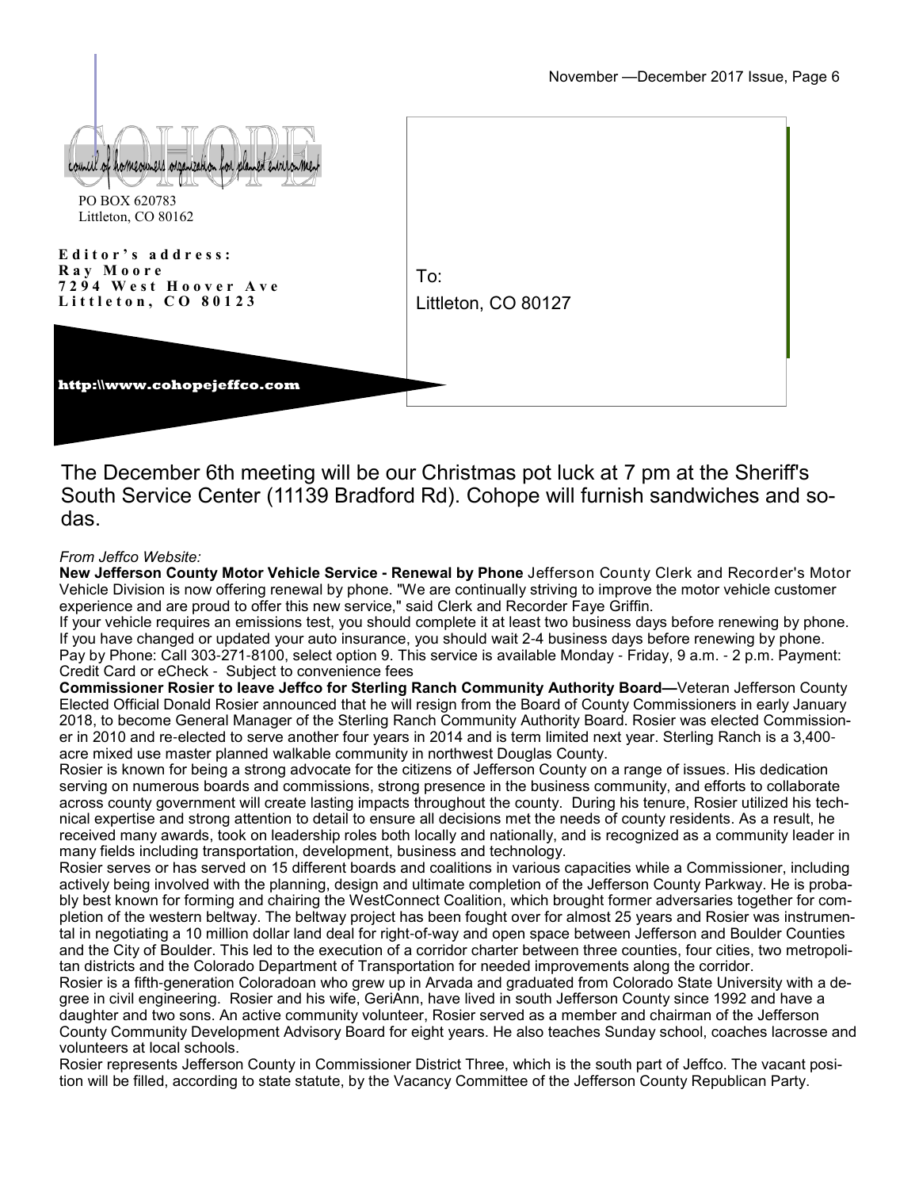COHOPE

council of homeowners organization for planned environment

PO BOX 620783
Littleton, CO 80162

**Editor's address:**
**Ray Moore**
**7294 West Hoover Ave**
**Littleton, CO 80123**

**http:\\www.cohopejeffco.com**

To:

Littleton, CO 80127

The December 6th meeting will be our Christmas pot luck at 7 pm at the Sheriff's South Service Center (11139 Bradford Rd). Cohope will furnish sandwiches and sodas.

*From Jeffco Website:*

**New Jefferson County Motor Vehicle Service - Renewal by Phone** Jefferson County Clerk and Recorder's Motor Vehicle Division is now offering renewal by phone. "We are continually striving to improve the motor vehicle customer experience and are proud to offer this new service," said Clerk and Recorder Faye Griffin.

If your vehicle requires an emissions test, you should complete it at least two business days before renewing by phone. If you have changed or updated your auto insurance, you should wait 2-4 business days before renewing by phone.

Pay by Phone: Call 303-271-8100, select option 9. This service is available Monday - Friday, 9 a.m. - 2 p.m. Payment: Credit Card or eCheck - Subject to convenience fees

**Commissioner Rosier to leave Jeffco for Sterling Ranch Community Authority Board—**Veteran Jefferson County Elected Official Donald Rosier announced that he will resign from the Board of County Commissioners in early January 2018, to become General Manager of the Sterling Ranch Community Authority Board. Rosier was elected Commissioner in 2010 and re-elected to serve another four years in 2014 and is term limited next year. Sterling Ranch is a 3,400-acre mixed use master planned walkable community in northwest Douglas County.

Rosier is known for being a strong advocate for the citizens of Jefferson County on a range of issues. His dedication serving on numerous boards and commissions, strong presence in the business community, and efforts to collaborate across county government will create lasting impacts throughout the county. During his tenure, Rosier utilized his technical expertise and strong attention to detail to ensure all decisions met the needs of county residents. As a result, he received many awards, took on leadership roles both locally and nationally, and is recognized as a community leader in many fields including transportation, development, business and technology.

Rosier serves or has served on 15 different boards and coalitions in various capacities while a Commissioner, including actively being involved with the planning, design and ultimate completion of the Jefferson County Parkway. He is probably best known for forming and chairing the WestConnect Coalition, which brought former adversaries together for completion of the western beltway. The beltway project has been fought over for almost 25 years and Rosier was instrumental in negotiating a 10 million dollar land deal for right-of-way and open space between Jefferson and Boulder Counties and the City of Boulder. This led to the execution of a corridor charter between three counties, four cities, two metropolitan districts and the Colorado Department of Transportation for needed improvements along the corridor.

Rosier is a fifth-generation Coloradoan who grew up in Arvada and graduated from Colorado State University with a degree in civil engineering. Rosier and his wife, GeriAnn, have lived in south Jefferson County since 1992 and have a daughter and two sons. An active community volunteer, Rosier served as a member and chairman of the Jefferson County Community Development Advisory Board for eight years. He also teaches Sunday school, coaches lacrosse and volunteers at local schools.

Rosier represents Jefferson County in Commissioner District Three, which is the south part of Jeffco. The vacant position will be filled, according to state statute, by the Vacancy Committee of the Jefferson County Republican Party.